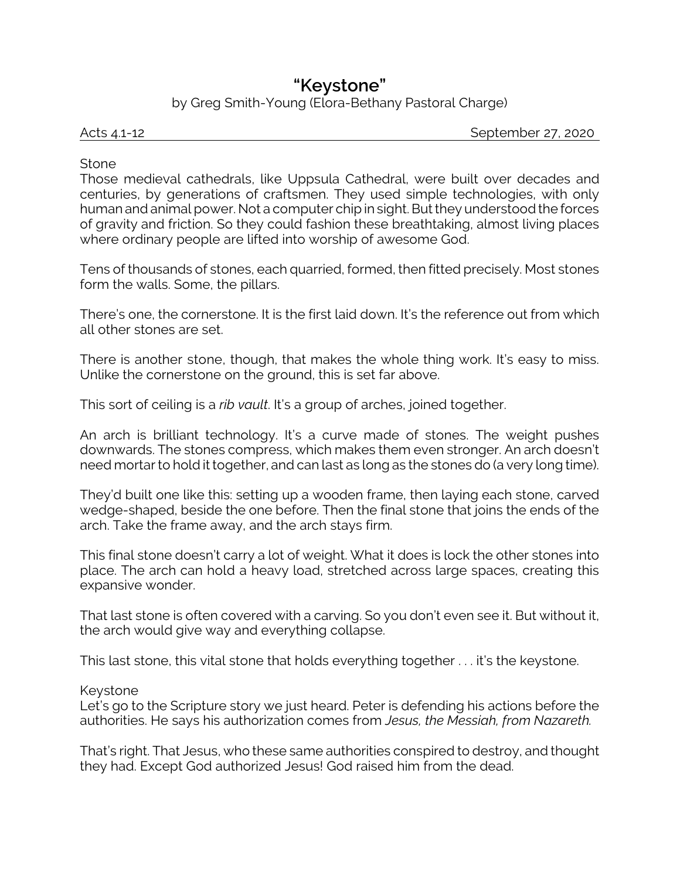# "Keystone"

by Greg Smith-Young (Elora-Bethany Pastoral Charge)

Acts 4.1-12 September 27, 2020

## Stone

Those medieval cathedrals, like Uppsula Cathedral, were built over decades and centuries, by generations of craftsmen. They used simple technologies, with only human and animal power. Not a computer chip in sight. But they understood the forces of gravity and friction. So they could fashion these breathtaking, almost living places where ordinary people are lifted into worship of awesome God.

Tens of thousands of stones, each quarried, formed, then fitted precisely. Most stones form the walls. Some, the pillars.

There's one, the cornerstone. It is the first laid down. It's the reference out from which all other stones are set.

There is another stone, though, that makes the whole thing work. It's easy to miss. Unlike the cornerstone on the ground, this is set far above.

This sort of ceiling is a *rib vault*. It's a group of arches, joined together.

An arch is brilliant technology. It's a curve made of stones. The weight pushes downwards. The stones compress, which makes them even stronger. An arch doesn't need mortar to hold it together, and can last as long as the stones do (a very long time).

They'd built one like this: setting up a wooden frame, then laying each stone, carved wedge-shaped, beside the one before. Then the final stone that joins the ends of the arch. Take the frame away, and the arch stays firm.

This final stone doesn't carry a lot of weight. What it does is lock the other stones into place. The arch can hold a heavy load, stretched across large spaces, creating this expansive wonder.

That last stone is often covered with a carving. So you don't even see it. But without it, the arch would give way and everything collapse.

This last stone, this vital stone that holds everything together . . . it's the keystone.

## Keystone

Let's go to the Scripture story we just heard. Peter is defending his actions before the authorities. He says his authorization comes from *Jesus, the Messiah, from Nazareth.*

That's right. That Jesus, who these same authorities conspired to destroy, and thought they had. Except God authorized Jesus! God raised him from the dead.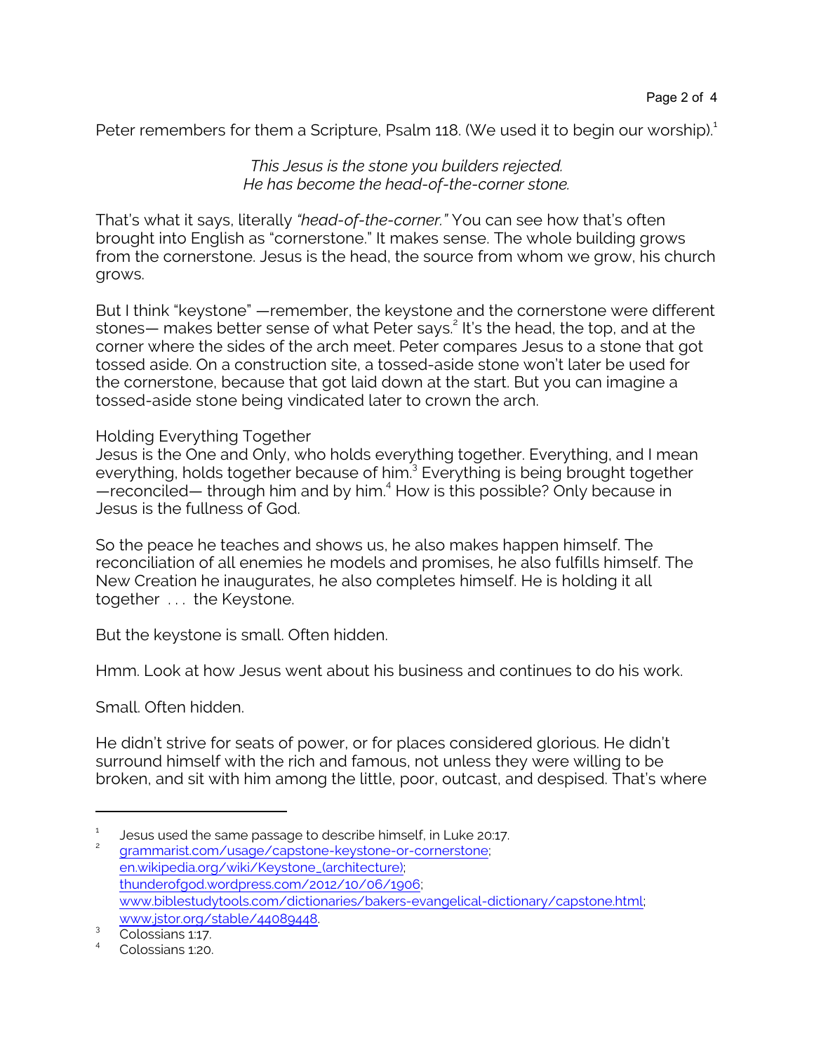Peter remembers for them a Scripture, Psalm 118. (We used it to begin our worship).[1]

*This Jesus is the stone you builders rejected.*
*He has become the head-of-the-corner stone.*

That's what it says, literally *"head-of-the-corner."* You can see how that's often brought into English as "cornerstone." It makes sense. The whole building grows from the cornerstone. Jesus is the head, the source from whom we grow, his church grows.

But I think "keystone" —remember, the keystone and the cornerstone were different stones— makes better sense of what Peter says.[2] It's the head, the top, and at the corner where the sides of the arch meet. Peter compares Jesus to a stone that got tossed aside. On a construction site, a tossed-aside stone won't later be used for the cornerstone, because that got laid down at the start. But you can imagine a tossed-aside stone being vindicated later to crown the arch.

Holding Everything Together

Jesus is the One and Only, who holds everything together. Everything, and I mean everything, holds together because of him.[3] Everything is being brought together —reconciled— through him and by him.[4] How is this possible? Only because in Jesus is the fullness of God.

So the peace he teaches and shows us, he also makes happen himself. The reconciliation of all enemies he models and promises, he also fulfills himself. The New Creation he inaugurates, he also completes himself. He is holding it all together . . . the Keystone.

But the keystone is small. Often hidden.

Hmm. Look at how Jesus went about his business and continues to do his work.

Small. Often hidden.

He didn't strive for seats of power, or for places considered glorious. He didn't surround himself with the rich and famous, not unless they were willing to be broken, and sit with him among the little, poor, outcast, and despised. That's where

---

[1] Jesus used the same passage to describe himself, in Luke 20:17.

[2] grammarist.com/usage/capstone-keystone-or-cornerstone; en.wikipedia.org/wiki/Keystone_(architecture); thunderofgod.wordpress.com/2012/10/06/1906; www.biblestudytools.com/dictionaries/bakers-evangelical-dictionary/capstone.html; www.jstor.org/stable/44089448.

[3] Colossians 1:17.

[4] Colossians 1:20.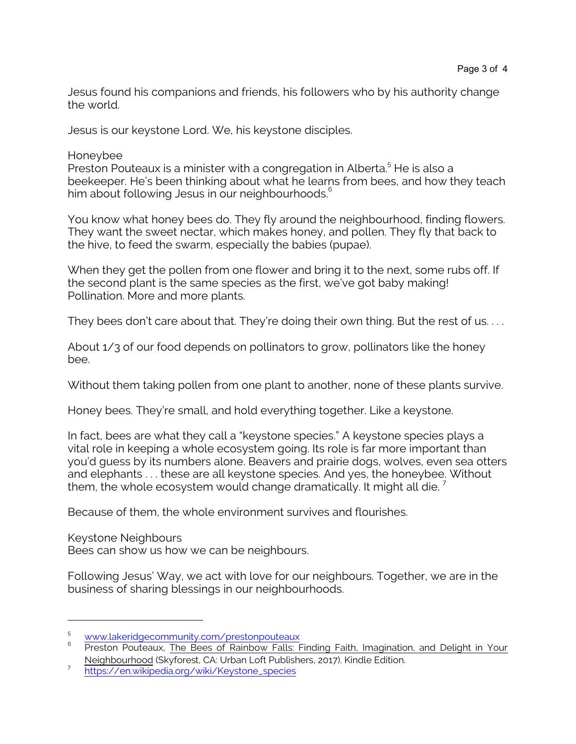Jesus found his companions and friends, his followers who by his authority change the world.

Jesus is our keystone Lord. We, his keystone disciples.

## Honeybee

Preston Pouteaux is a minister with a congregation in Alberta.[5] He is also a beekeeper. He's been thinking about what he learns from bees, and how they teach him about following Jesus in our neighbourhoods.[6]

You know what honey bees do. They fly around the neighbourhood, finding flowers. They want the sweet nectar, which makes honey, and pollen. They fly that back to the hive, to feed the swarm, especially the babies (pupae).

When they get the pollen from one flower and bring it to the next, some rubs off. If the second plant is the same species as the first, we've got baby making! Pollination. More and more plants.

They bees don't care about that. They're doing their own thing. But the rest of us. . . .

About 1/3 of our food depends on pollinators to grow, pollinators like the honey bee.

Without them taking pollen from one plant to another, none of these plants survive.

Honey bees. They're small, and hold everything together. Like a keystone.

In fact, bees are what they call a "keystone species." A keystone species plays a vital role in keeping a whole ecosystem going. Its role is far more important than you'd guess by its numbers alone. Beavers and prairie dogs, wolves, even sea otters and elephants . . . these are all keystone species. And yes, the honeybee. Without them, the whole ecosystem would change dramatically. It might all die.[7]

Because of them, the whole environment survives and flourishes.

## Keystone Neighbours

Bees can show us how we can be neighbours.

Following Jesus' Way, we act with love for our neighbours. Together, we are in the business of sharing blessings in our neighbourhoods.

---

[5] www.lakeridgecommunity.com/prestonpouteaux

[6] Preston Pouteaux, The Bees of Rainbow Falls: Finding Faith, Imagination, and Delight in Your Neighbourhood (Skyforest, CA: Urban Loft Publishers, 2017). Kindle Edition.

[7] https://en.wikipedia.org/wiki/Keystone_species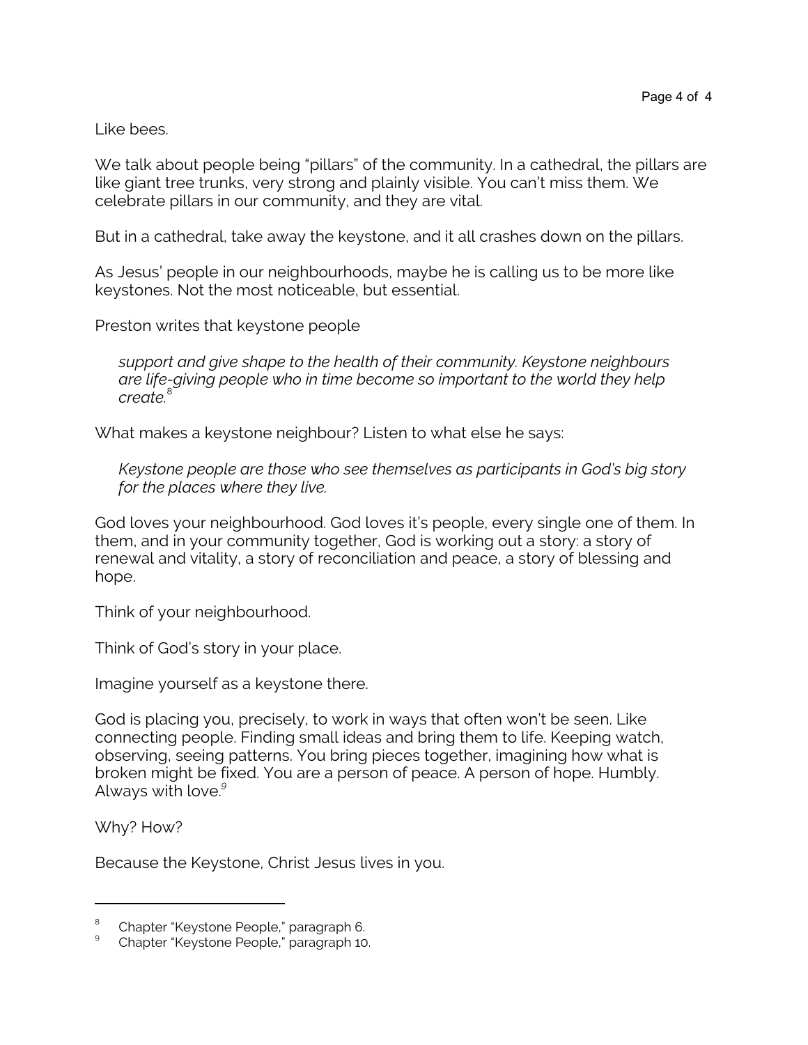Like bees.

We talk about people being "pillars" of the community. In a cathedral, the pillars are like giant tree trunks, very strong and plainly visible. You can't miss them. We celebrate pillars in our community, and they are vital.

But in a cathedral, take away the keystone, and it all crashes down on the pillars.

As Jesus' people in our neighbourhoods, maybe he is calling us to be more like keystones. Not the most noticeable, but essential.

Preston writes that keystone people

> *support and give shape to the health of their community. Keystone neighbours are life-giving people who in time become so important to the world they help create.*[8]

What makes a keystone neighbour? Listen to what else he says:

> *Keystone people are those who see themselves as participants in God's big story for the places where they live.*

God loves your neighbourhood. God loves it's people, every single one of them. In them, and in your community together, God is working out a story: a story of renewal and vitality, a story of reconciliation and peace, a story of blessing and hope.

Think of your neighbourhood.

Think of God's story in your place.

Imagine yourself as a keystone there.

God is placing you, precisely, to work in ways that often won't be seen. Like connecting people. Finding small ideas and bring them to life. Keeping watch, observing, seeing patterns. You bring pieces together, imagining how what is broken might be fixed. You are a person of peace. A person of hope. Humbly. Always with love.[9]

Why? How?

Because the Keystone, Christ Jesus lives in you.

---

[8] Chapter "Keystone People," paragraph 6.

[9] Chapter "Keystone People," paragraph 10.